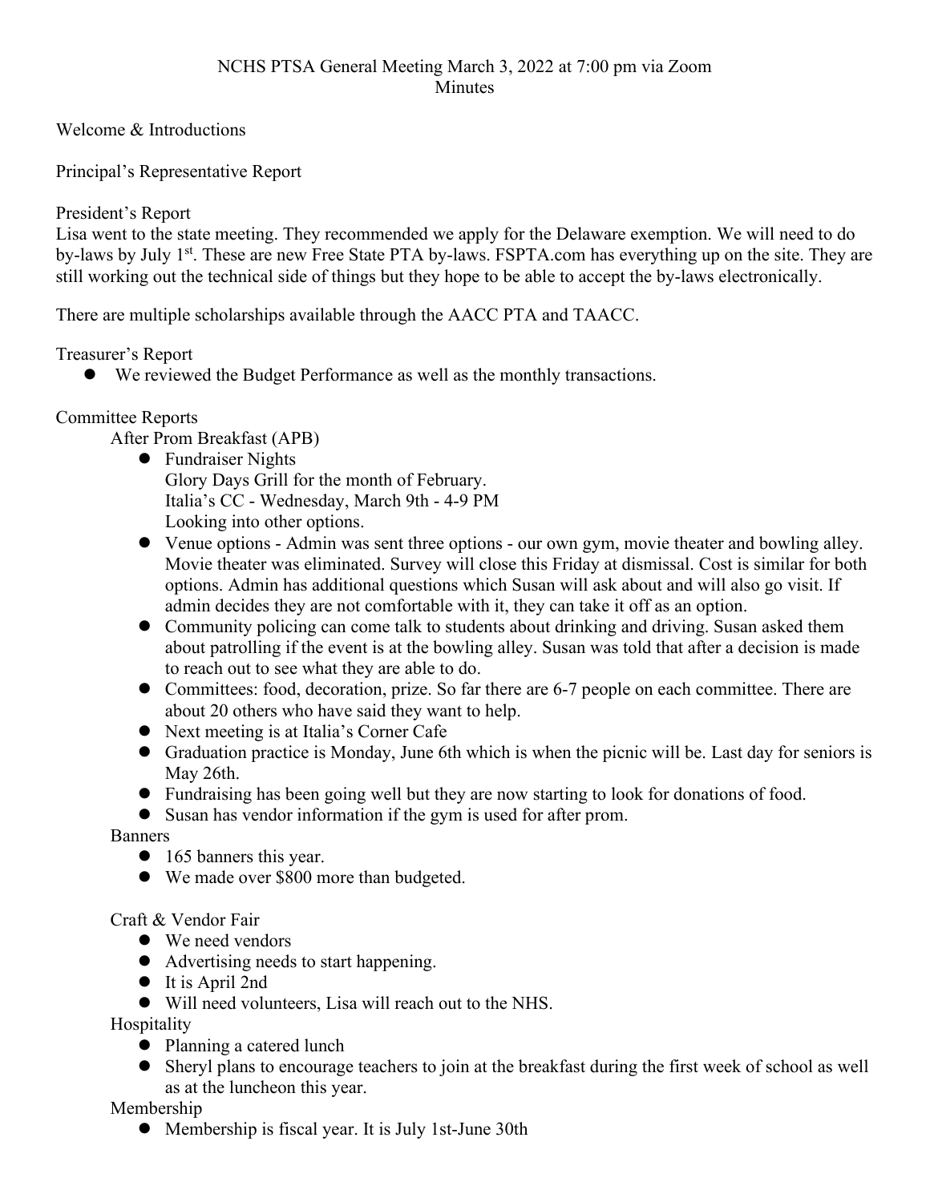# NCHS PTSA General Meeting March 3, 2022 at 7:00 pm via Zoom

## Minutes

Welcome & Introductions

Principal's Representative Report

President's Report

Lisa went to the state meeting. They recommended we apply for the Delaware exemption. We will need to do by-laws by July 1st. These are new Free State PTA by-laws. FSPTA.com has everything up on the site. They are still working out the technical side of things but they hope to be able to accept the by-laws electronically.

There are multiple scholarships available through the AACC PTA and TAACC.

Treasurer's Report

- We reviewed the Budget Performance as well as the monthly transactions.

Committee Reports

After Prom Breakfast (APB)

- Fundraiser Nights
  Glory Days Grill for the month of February.
  Italia's CC - Wednesday, March 9th - 4-9 PM
  Looking into other options.
- Venue options - Admin was sent three options - our own gym, movie theater and bowling alley. Movie theater was eliminated. Survey will close this Friday at dismissal. Cost is similar for both options. Admin has additional questions which Susan will ask about and will also go visit. If admin decides they are not comfortable with it, they can take it off as an option.
- Community policing can come talk to students about drinking and driving. Susan asked them about patrolling if the event is at the bowling alley. Susan was told that after a decision is made to reach out to see what they are able to do.
- Committees: food, decoration, prize. So far there are 6-7 people on each committee. There are about 20 others who have said they want to help.
- Next meeting is at Italia's Corner Cafe
- Graduation practice is Monday, June 6th which is when the picnic will be. Last day for seniors is May 26th.
- Fundraising has been going well but they are now starting to look for donations of food.
- Susan has vendor information if the gym is used for after prom.

Banners

- 165 banners this year.
- We made over $800 more than budgeted.

Craft & Vendor Fair

- We need vendors
- Advertising needs to start happening.
- It is April 2nd
- Will need volunteers, Lisa will reach out to the NHS.

Hospitality

- Planning a catered lunch
- Sheryl plans to encourage teachers to join at the breakfast during the first week of school as well as at the luncheon this year.

Membership

- Membership is fiscal year. It is July 1st-June 30th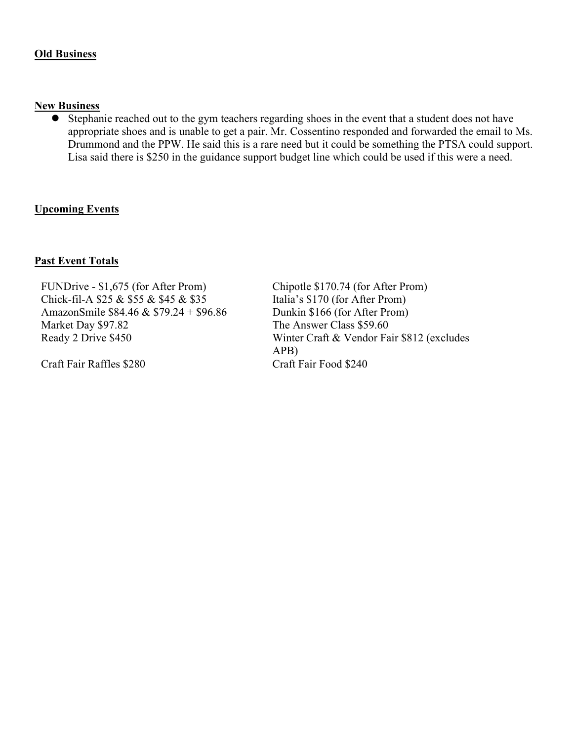**Old Business**

**New Business**

- Stephanie reached out to the gym teachers regarding shoes in the event that a student does not have appropriate shoes and is unable to get a pair. Mr. Cossentino responded and forwarded the email to Ms. Drummond and the PPW. He said this is a rare need but it could be something the PTSA could support. Lisa said there is $250 in the guidance support budget line which could be used if this were a need.

**Upcoming Events**

**Past Event Totals**

FUNDrive - $1,675 (for After Prom)
Chick-fil-A $25 & $55 & $45 & $35
AmazonSmile $84.46 & $79.24 + $96.86
Market Day $97.82
Ready 2 Drive $450

Craft Fair Raffles $280

Chipotle $170.74 (for After Prom)
Italia's $170 (for After Prom)
Dunkin $166 (for After Prom)
The Answer Class $59.60
Winter Craft & Vendor Fair $812 (excludes APB)
Craft Fair Food $240